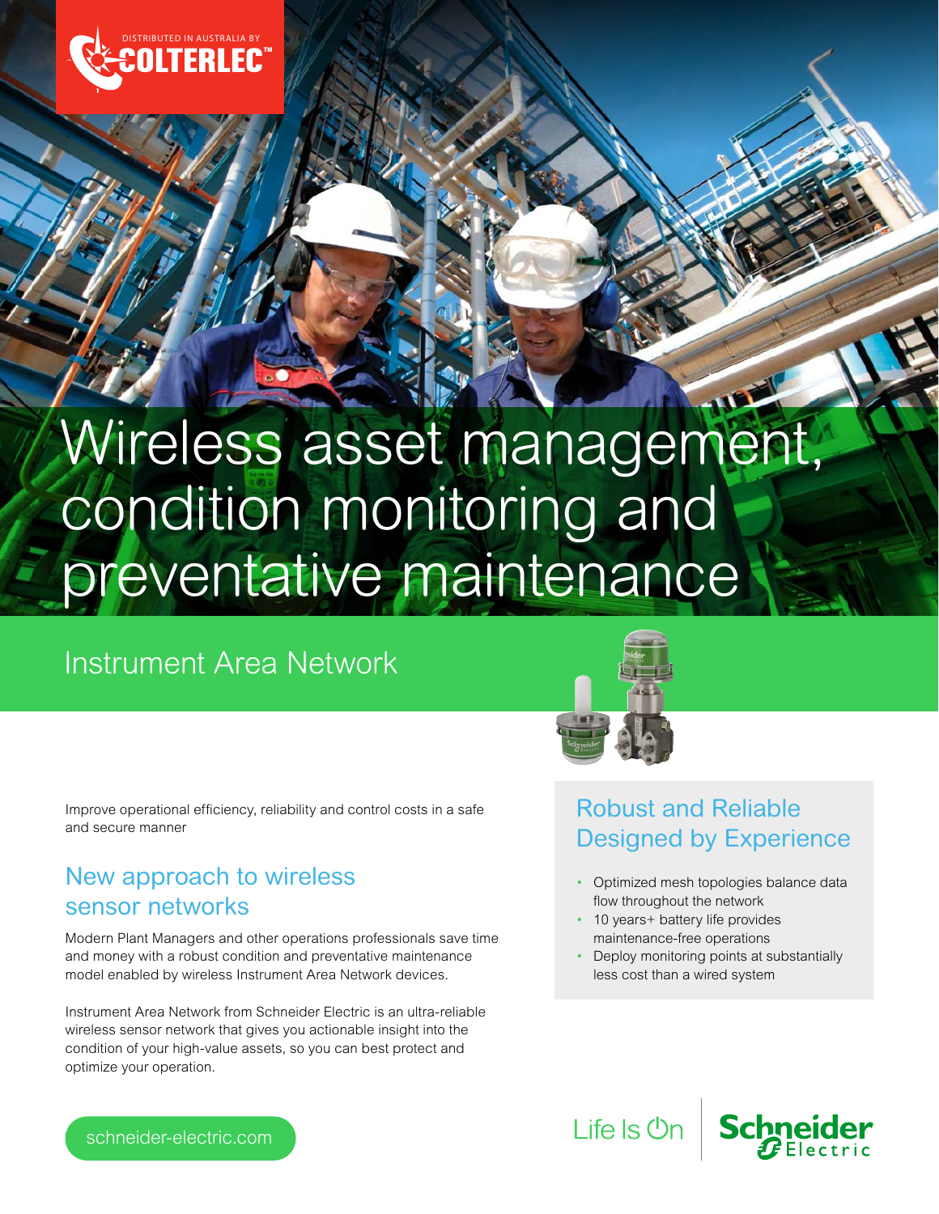DISTRIBUTED IN AUSTRALIA BY COLTERLEC™

# Wireless asset management, condition monitoring and preventative maintenance

## Instrument Area Network

Improve operational efficiency, reliability and control costs in a safe and secure manner

### New approach to wireless sensor networks

Modern Plant Managers and other operations professionals save time and money with a robust condition and preventative maintenance model enabled by wireless Instrument Area Network devices.

Instrument Area Network from Schneider Electric is an ultra-reliable wireless sensor network that gives you actionable insight into the condition of your high-value assets, so you can best protect and optimize your operation.

### Robust and Reliable Designed by Experience

- Optimized mesh topologies balance data flow throughout the network
- 10 years+ battery life provides maintenance-free operations
- Deploy monitoring points at substantially less cost than a wired system

schneider-electric.com

Life Is On | Schneider Electric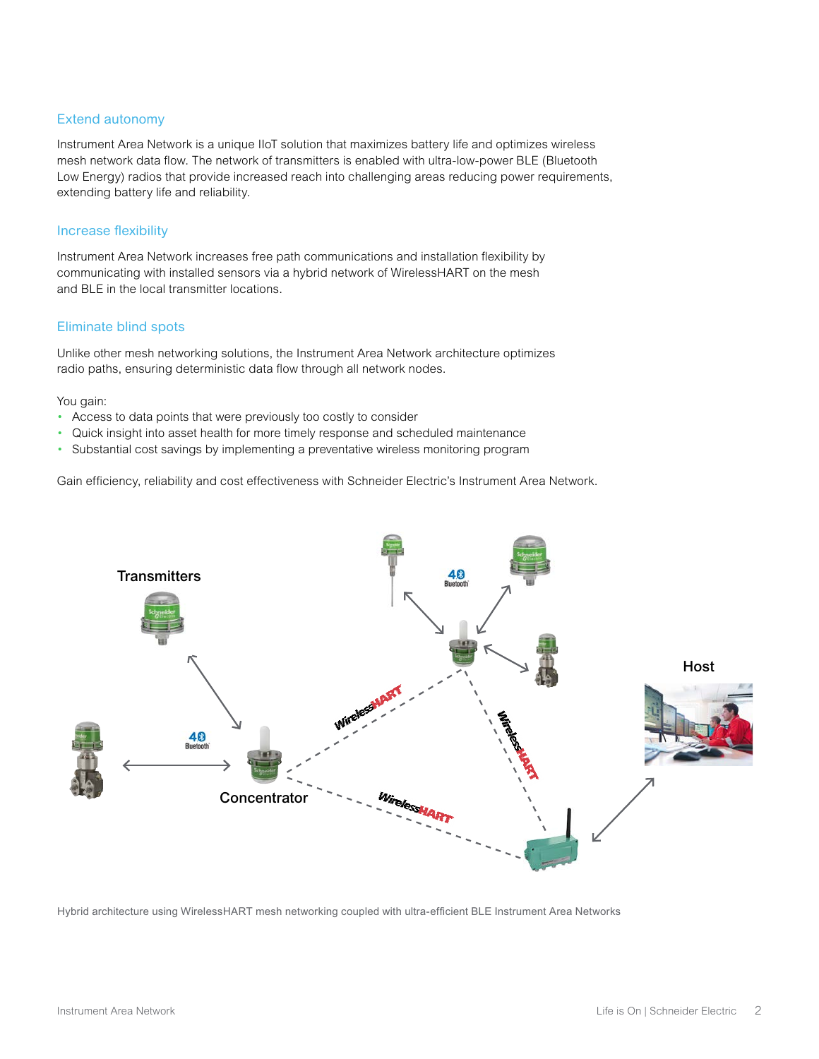## Extend autonomy

Instrument Area Network is a unique IIoT solution that maximizes battery life and optimizes wireless mesh network data flow. The network of transmitters is enabled with ultra-low-power BLE (Bluetooth Low Energy) radios that provide increased reach into challenging areas reducing power requirements, extending battery life and reliability.

## Increase flexibility

Instrument Area Network increases free path communications and installation flexibility by communicating with installed sensors via a hybrid network of WirelessHART on the mesh and BLE in the local transmitter locations.

## Eliminate blind spots

Unlike other mesh networking solutions, the Instrument Area Network architecture optimizes radio paths, ensuring deterministic data flow through all network nodes.

You gain:

- Access to data points that were previously too costly to consider
- Quick insight into asset health for more timely response and scheduled maintenance
- Substantial cost savings by implementing a preventative wireless monitoring program

Gain efficiency, reliability and cost effectiveness with Schneider Electric's Instrument Area Network.

Transmitters

Host

Concentrator

WirelessHART

Hybrid architecture using WirelessHART mesh networking coupled with ultra-efficient BLE Instrument Area Networks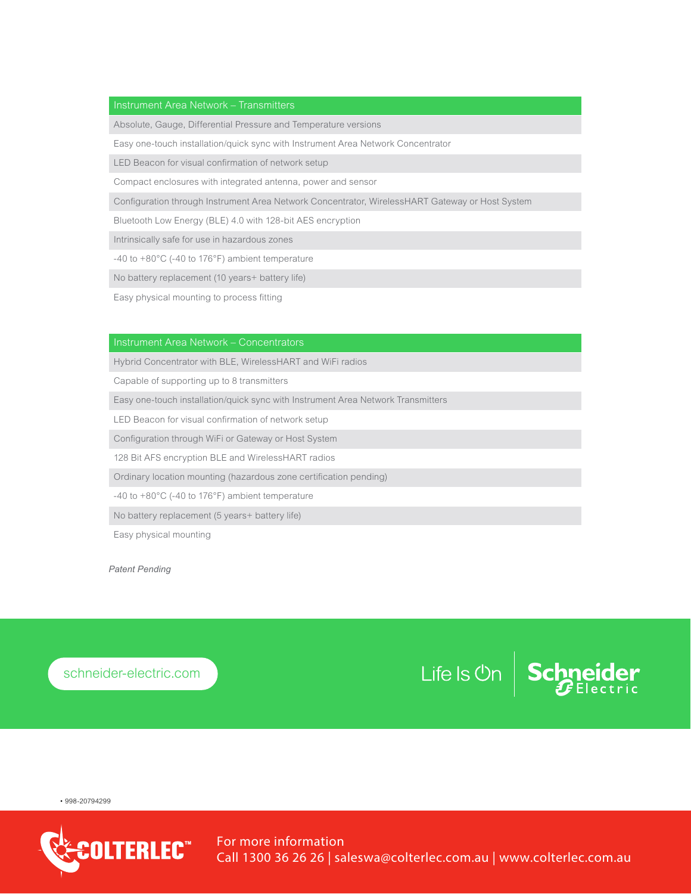| Instrument Area Network – Transmitters |
| --- |
| Absolute, Gauge, Differential Pressure and Temperature versions |
| Easy one-touch installation/quick sync with Instrument Area Network Concentrator |
| LED Beacon for visual confirmation of network setup |
| Compact enclosures with integrated antenna, power and sensor |
| Configuration through Instrument Area Network Concentrator, WirelessHART Gateway or Host System |
| Bluetooth Low Energy (BLE) 4.0 with 128-bit AES encryption |
| Intrinsically safe for use in hazardous zones |
| -40 to +80°C (-40 to 176°F) ambient temperature |
| No battery replacement (10 years+ battery life) |
| Easy physical mounting to process fitting |

| Instrument Area Network – Concentrators |
| --- |
| Hybrid Concentrator with BLE, WirelessHART and WiFi radios |
| Capable of supporting up to 8 transmitters |
| Easy one-touch installation/quick sync with Instrument Area Network Transmitters |
| LED Beacon for visual confirmation of network setup |
| Configuration through WiFi or Gateway or Host System |
| 128 Bit AFS encryption BLE and WirelessHART radios |
| Ordinary location mounting (hazardous zone certification pending) |
| -40 to +80°C (-40 to 176°F) ambient temperature |
| No battery replacement (5 years+ battery life) |
| Easy physical mounting |

*Patent Pending*

schneider-electric.com

Life Is On | Schneider Electric

• 998-20794299

COLTERLEC™

For more information
Call 1300 36 26 26 | saleswa@colterlec.com.au | www.colterlec.com.au